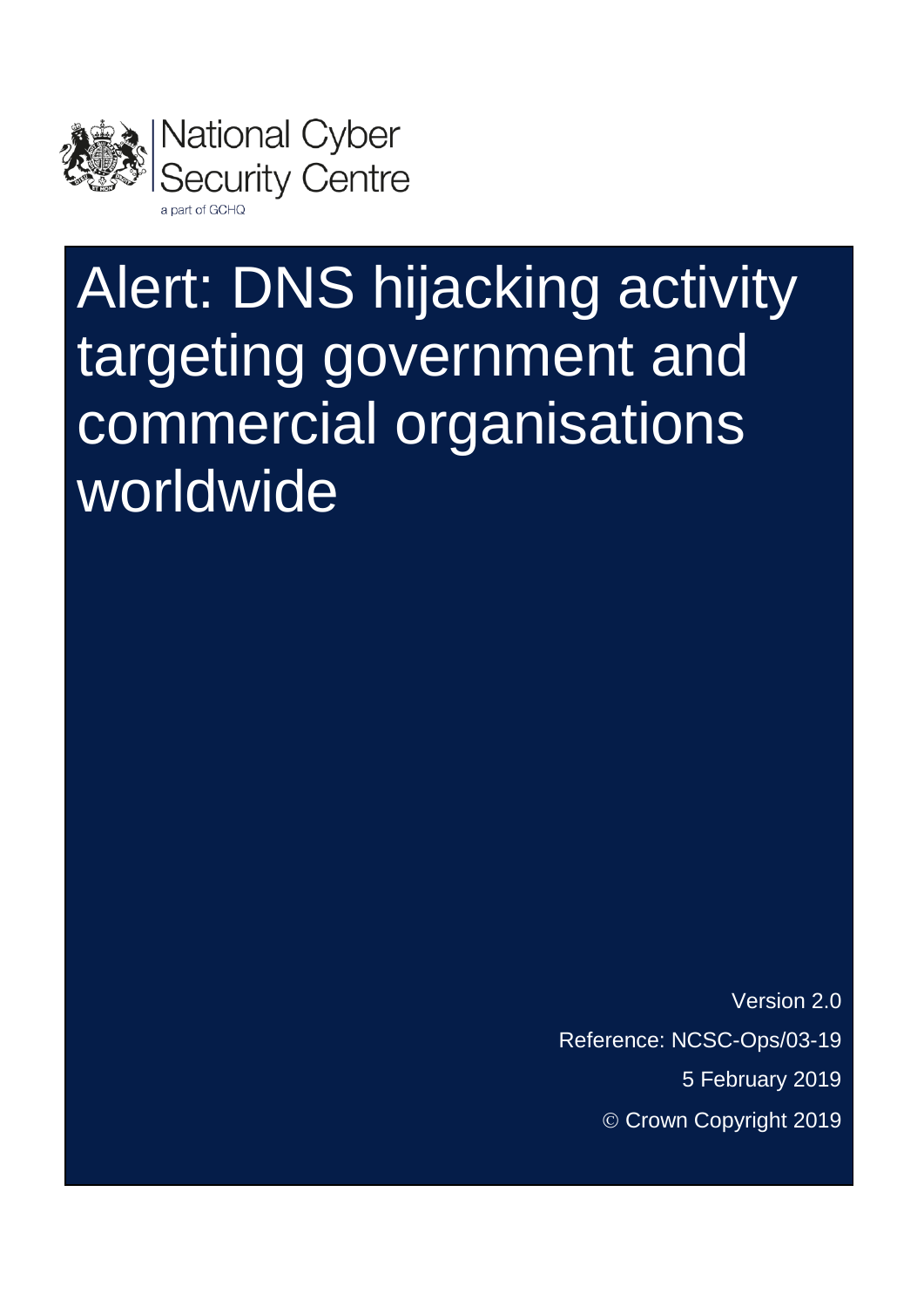National Cyber Security Centre

a part of GCHQ

# Alert: DNS hijacking activity targeting government and commercial organisations worldwide

Version 2.0

Reference: NCSC-Ops/03-19

5 February 2019

© Crown Copyright 2019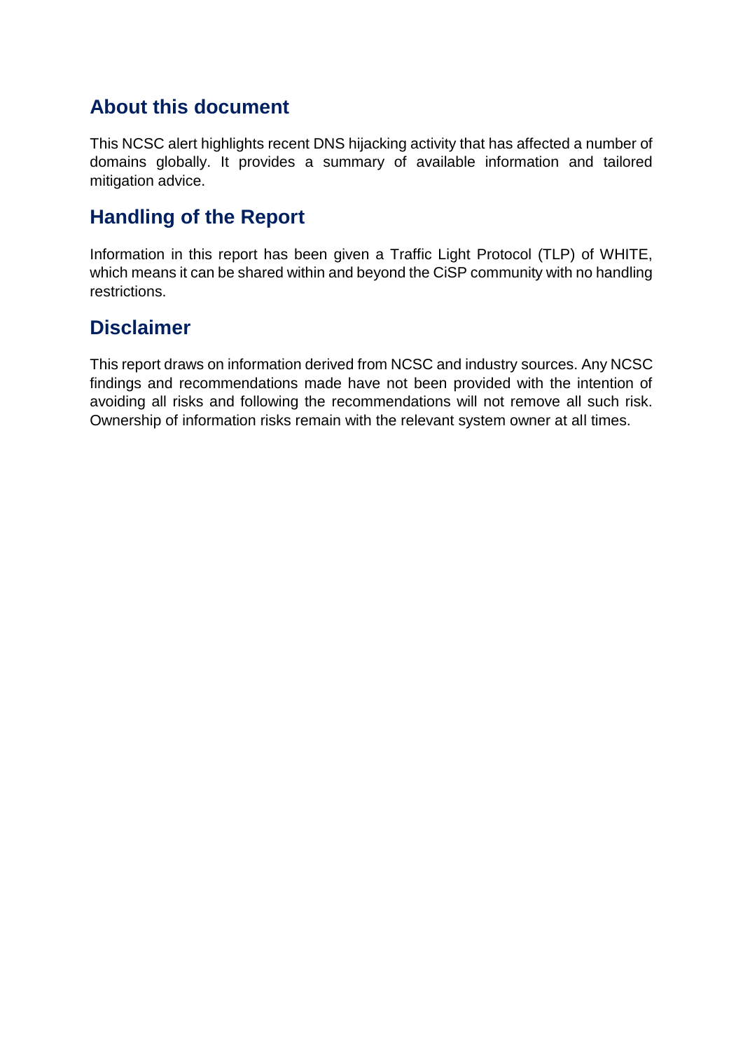## About this document

This NCSC alert highlights recent DNS hijacking activity that has affected a number of domains globally. It provides a summary of available information and tailored mitigation advice.

## Handling of the Report

Information in this report has been given a Traffic Light Protocol (TLP) of WHITE, which means it can be shared within and beyond the CiSP community with no handling restrictions.

## Disclaimer

This report draws on information derived from NCSC and industry sources. Any NCSC findings and recommendations made have not been provided with the intention of avoiding all risks and following the recommendations will not remove all such risk. Ownership of information risks remain with the relevant system owner at all times.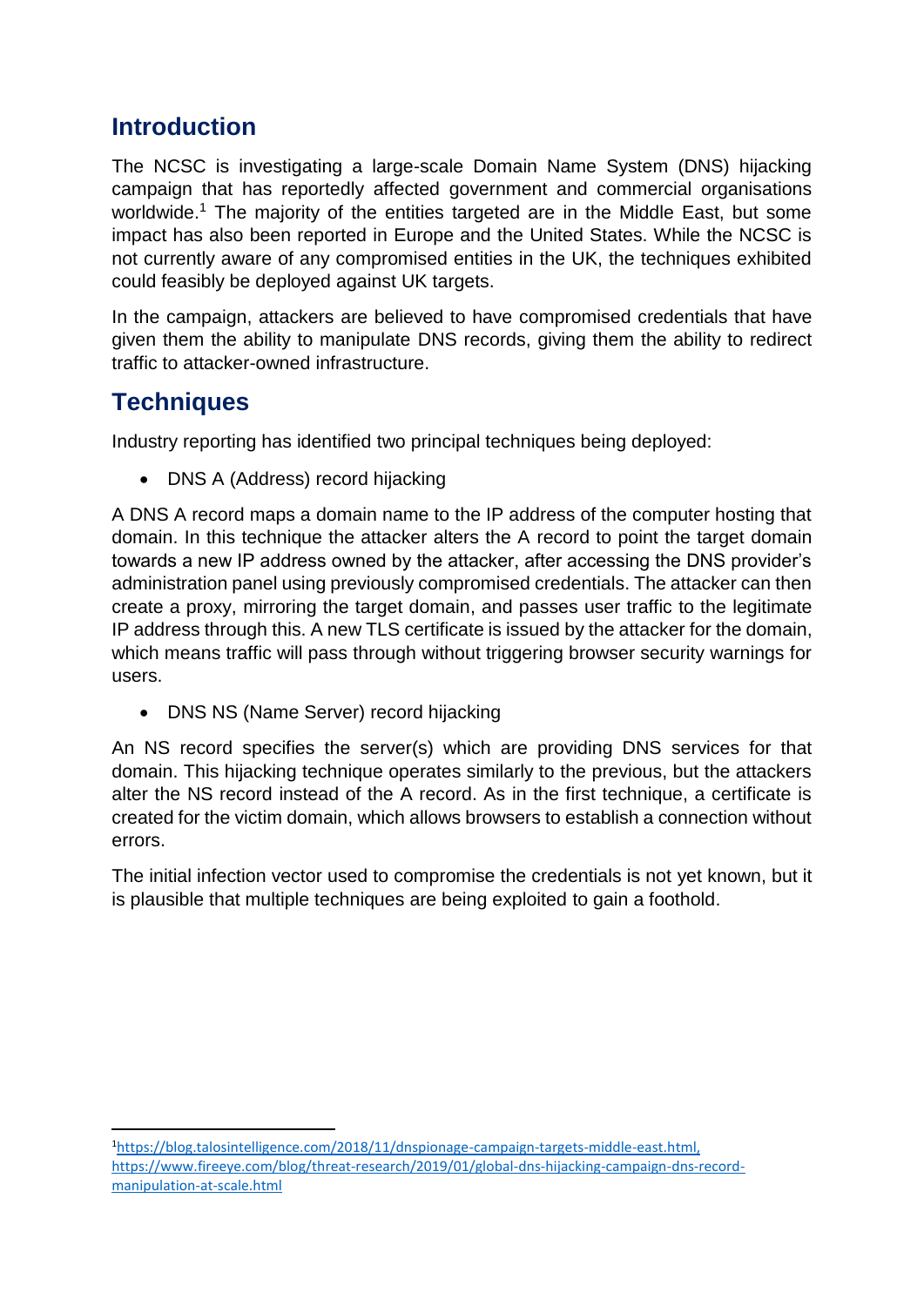## Introduction

The NCSC is investigating a large-scale Domain Name System (DNS) hijacking campaign that has reportedly affected government and commercial organisations worldwide.[1] The majority of the entities targeted are in the Middle East, but some impact has also been reported in Europe and the United States. While the NCSC is not currently aware of any compromised entities in the UK, the techniques exhibited could feasibly be deployed against UK targets.

In the campaign, attackers are believed to have compromised credentials that have given them the ability to manipulate DNS records, giving them the ability to redirect traffic to attacker-owned infrastructure.

## Techniques

Industry reporting has identified two principal techniques being deployed:

- DNS A (Address) record hijacking

A DNS A record maps a domain name to the IP address of the computer hosting that domain. In this technique the attacker alters the A record to point the target domain towards a new IP address owned by the attacker, after accessing the DNS provider's administration panel using previously compromised credentials. The attacker can then create a proxy, mirroring the target domain, and passes user traffic to the legitimate IP address through this. A new TLS certificate is issued by the attacker for the domain, which means traffic will pass through without triggering browser security warnings for users.

- DNS NS (Name Server) record hijacking

An NS record specifies the server(s) which are providing DNS services for that domain. This hijacking technique operates similarly to the previous, but the attackers alter the NS record instead of the A record. As in the first technique, a certificate is created for the victim domain, which allows browsers to establish a connection without errors.

The initial infection vector used to compromise the credentials is not yet known, but it is plausible that multiple techniques are being exploited to gain a foothold.

[1] https://blog.talosintelligence.com/2018/11/dnspionage-campaign-targets-middle-east.html, https://www.fireeye.com/blog/threat-research/2019/01/global-dns-hijacking-campaign-dns-record-manipulation-at-scale.html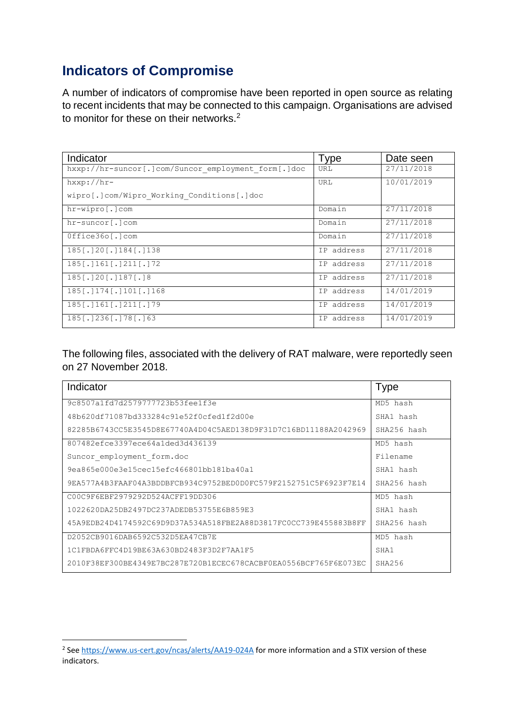## Indicators of Compromise

A number of indicators of compromise have been reported in open source as relating to recent incidents that may be connected to this campaign. Organisations are advised to monitor for these on their networks.[2]

| Indicator | Type | Date seen |
| --- | --- | --- |
| hxxp://hr-suncor[.]com/Suncor_employment_form[.]doc | URL | 27/11/2018 |
| hxxp://hr-wipro[.]com/Wipro_Working_Conditions[.]doc | URL | 10/01/2019 |
| hr-wipro[.]com | Domain | 27/11/2018 |
| hr-suncor[.]com | Domain | 27/11/2018 |
| 0ffice36o[.]com | Domain | 27/11/2018 |
| 185[.]20[.]184[.]138 | IP address | 27/11/2018 |
| 185[.]161[.]211[.]72 | IP address | 27/11/2018 |
| 185[.]20[.]187[.]8 | IP address | 27/11/2018 |
| 185[.]174[.]101[.]168 | IP address | 14/01/2019 |
| 185[.]161[.]211[.]79 | IP address | 14/01/2019 |
| 185[.]236[.]78[.]63 | IP address | 14/01/2019 |

The following files, associated with the delivery of RAT malware, were reportedly seen on 27 November 2018.

| Indicator | Type |
| --- | --- |
| 9c8507a1fd7d2579777723b53fee1f3e | MD5 hash |
| 48b620df71087bd333284c91e52f0cfed1f2d00e | SHA1 hash |
| 82285B6743CC5E3545D8E67740A4D04C5AED138D9F31D7C16BD11188A2042969 | SHA256 hash |
| 807482efce3397ece64a1ded3d436139 | MD5 hash |
| Suncor_employment_form.doc | Filename |
| 9ea865e000e3e15cec15efc466801bb181ba40a1 | SHA1 hash |
| 9EA577A4B3FAAF04A3BDDBFCB934C9752BED0D0FC579F2152751C5F6923F7E14 | SHA256 hash |
| C00C9F6EBF2979292D524ACFF19DD306 | MD5 hash |
| 1022620DA25DB2497DC237ADEDB53755E6B859E3 | SHA1 hash |
| 45A9EDB24D4174592C69D9D37A534A518FBE2A88D3817FC0CC739E455883B8FF | SHA256 hash |
| D2052CB9016DAB6592C532D5EA47CB7E | MD5 hash |
| 1C1FBDA6FFC4D19BE63A630BD2483F3D2F7AA1F5 | SHA1 |
| 2010F38EF300BE4349E7BC287E720B1ECEC678CACBF0EA0556BCF765F6E073EC | SHA256 |

[2] See https://www.us-cert.gov/ncas/alerts/AA19-024A for more information and a STIX version of these indicators.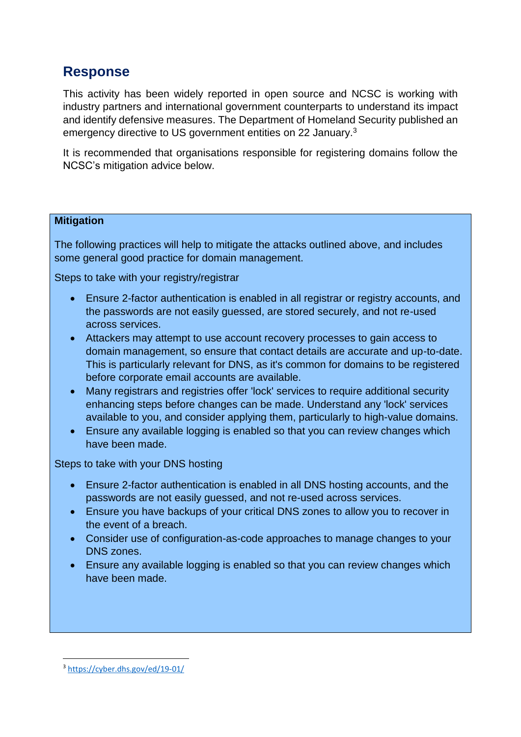## Response

This activity has been widely reported in open source and NCSC is working with industry partners and international government counterparts to understand its impact and identify defensive measures. The Department of Homeland Security published an emergency directive to US government entities on 22 January.[3]

It is recommended that organisations responsible for registering domains follow the NCSC's mitigation advice below.

**Mitigation**

The following practices will help to mitigate the attacks outlined above, and includes some general good practice for domain management.

Steps to take with your registry/registrar

- Ensure 2-factor authentication is enabled in all registrar or registry accounts, and the passwords are not easily guessed, are stored securely, and not re-used across services.
- Attackers may attempt to use account recovery processes to gain access to domain management, so ensure that contact details are accurate and up-to-date. This is particularly relevant for DNS, as it's common for domains to be registered before corporate email accounts are available.
- Many registrars and registries offer 'lock' services to require additional security enhancing steps before changes can be made. Understand any 'lock' services available to you, and consider applying them, particularly to high-value domains.
- Ensure any available logging is enabled so that you can review changes which have been made.

Steps to take with your DNS hosting

- Ensure 2-factor authentication is enabled in all DNS hosting accounts, and the passwords are not easily guessed, and not re-used across services.
- Ensure you have backups of your critical DNS zones to allow you to recover in the event of a breach.
- Consider use of configuration-as-code approaches to manage changes to your DNS zones.
- Ensure any available logging is enabled so that you can review changes which have been made.

[3] https://cyber.dhs.gov/ed/19-01/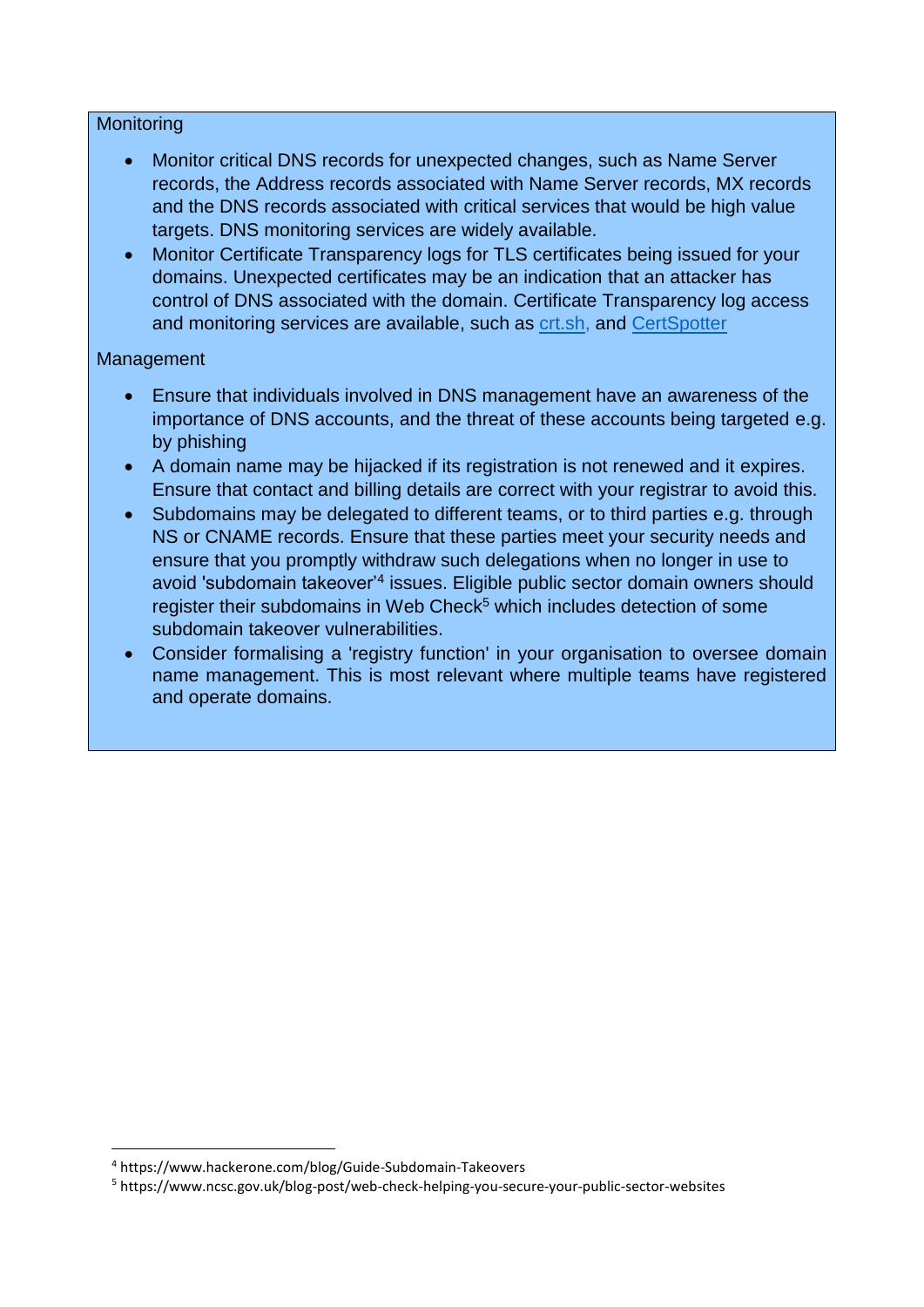Monitoring

- Monitor critical DNS records for unexpected changes, such as Name Server records, the Address records associated with Name Server records, MX records and the DNS records associated with critical services that would be high value targets. DNS monitoring services are widely available.
- Monitor Certificate Transparency logs for TLS certificates being issued for your domains. Unexpected certificates may be an indication that an attacker has control of DNS associated with the domain. Certificate Transparency log access and monitoring services are available, such as crt.sh, and CertSpotter

Management

- Ensure that individuals involved in DNS management have an awareness of the importance of DNS accounts, and the threat of these accounts being targeted e.g. by phishing
- A domain name may be hijacked if its registration is not renewed and it expires. Ensure that contact and billing details are correct with your registrar to avoid this.
- Subdomains may be delegated to different teams, or to third parties e.g. through NS or CNAME records. Ensure that these parties meet your security needs and ensure that you promptly withdraw such delegations when no longer in use to avoid 'subdomain takeover'[4] issues. Eligible public sector domain owners should register their subdomains in Web Check[5] which includes detection of some subdomain takeover vulnerabilities.
- Consider formalising a 'registry function' in your organisation to oversee domain name management. This is most relevant where multiple teams have registered and operate domains.

[4] https://www.hackerone.com/blog/Guide-Subdomain-Takeovers
[5] https://www.ncsc.gov.uk/blog-post/web-check-helping-you-secure-your-public-sector-websites